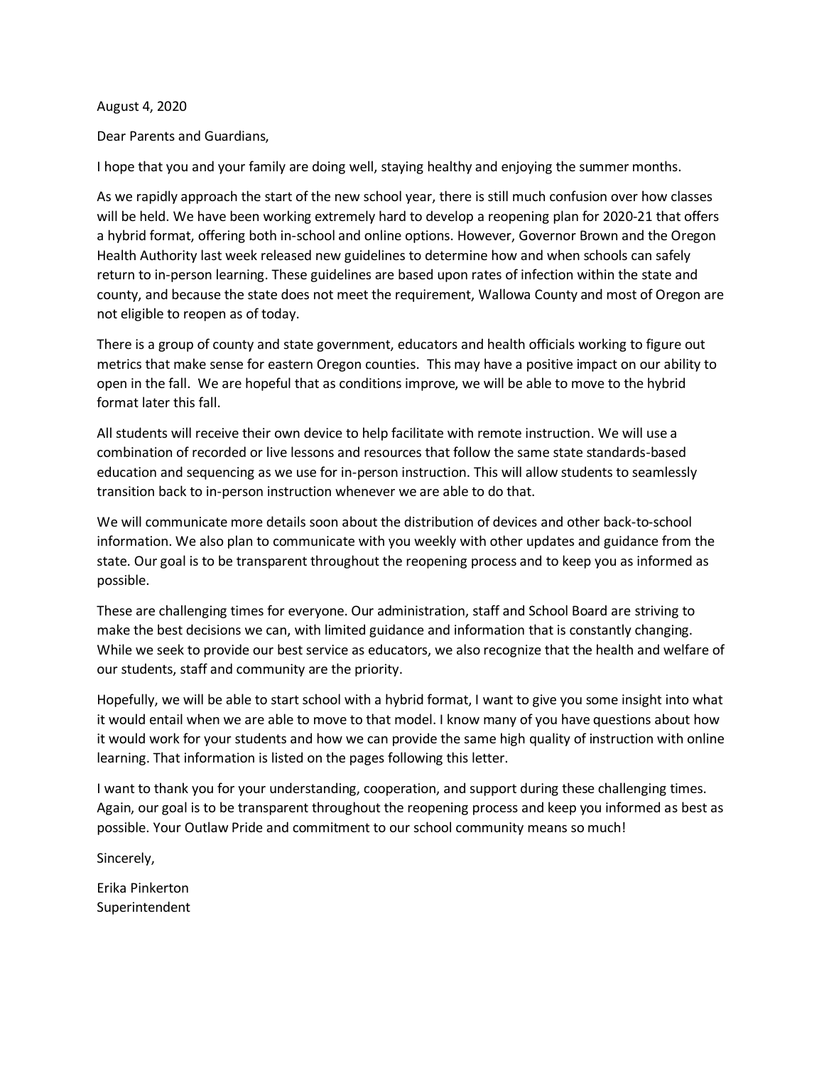August 4, 2020

Dear Parents and Guardians,

I hope that you and your family are doing well, staying healthy and enjoying the summer months.

As we rapidly approach the start of the new school year, there is still much confusion over how classes will be held. We have been working extremely hard to develop a reopening plan for 2020-21 that offers a hybrid format, offering both in-school and online options. However, Governor Brown and the Oregon Health Authority last week released new guidelines to determine how and when schools can safely return to in-person learning. These guidelines are based upon rates of infection within the state and county, and because the state does not meet the requirement, Wallowa County and most of Oregon are not eligible to reopen as of today.

There is a group of county and state government, educators and health officials working to figure out metrics that make sense for eastern Oregon counties. This may have a positive impact on our ability to open in the fall. We are hopeful that as conditions improve, we will be able to move to the hybrid format later this fall.

All students will receive their own device to help facilitate with remote instruction. We will use a combination of recorded or live lessons and resources that follow the same state standards-based education and sequencing as we use for in-person instruction. This will allow students to seamlessly transition back to in-person instruction whenever we are able to do that.

We will communicate more details soon about the distribution of devices and other back-to-school information. We also plan to communicate with you weekly with other updates and guidance from the state. Our goal is to be transparent throughout the reopening process and to keep you as informed as possible.

These are challenging times for everyone. Our administration, staff and School Board are striving to make the best decisions we can, with limited guidance and information that is constantly changing. While we seek to provide our best service as educators, we also recognize that the health and welfare of our students, staff and community are the priority.

Hopefully, we will be able to start school with a hybrid format, I want to give you some insight into what it would entail when we are able to move to that model. I know many of you have questions about how it would work for your students and how we can provide the same high quality of instruction with online learning. That information is listed on the pages following this letter.

I want to thank you for your understanding, cooperation, and support during these challenging times. Again, our goal is to be transparent throughout the reopening process and keep you informed as best as possible. Your Outlaw Pride and commitment to our school community means so much!

Sincerely,

Erika Pinkerton
Superintendent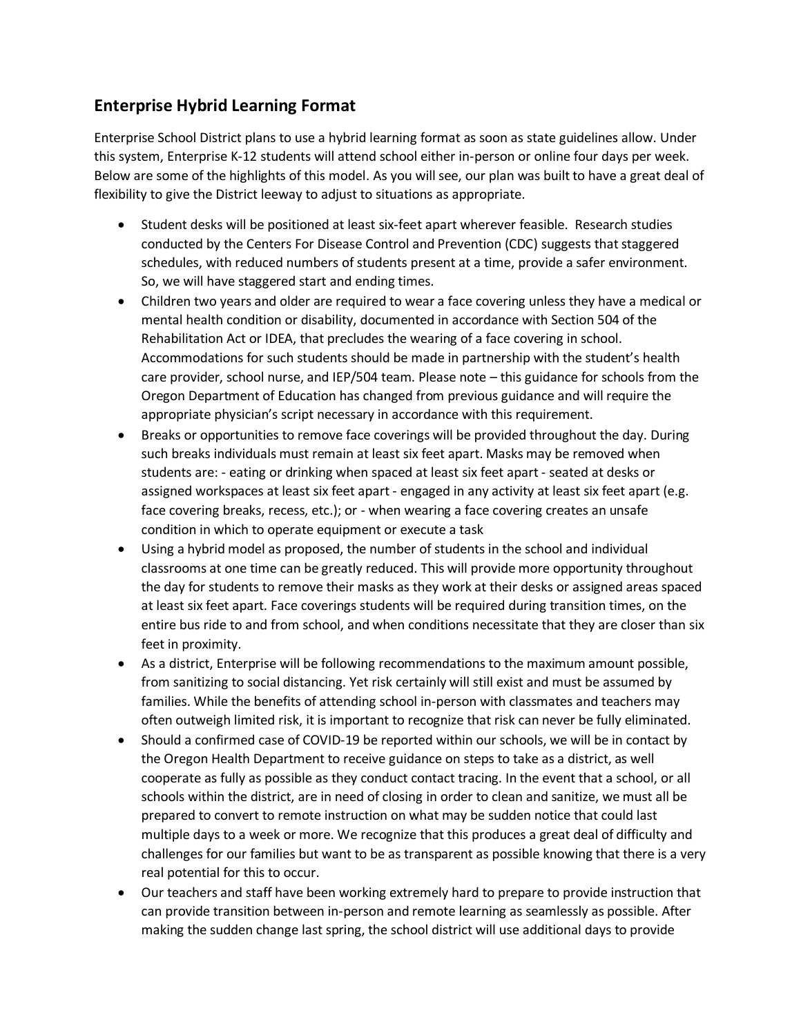## Enterprise Hybrid Learning Format

Enterprise School District plans to use a hybrid learning format as soon as state guidelines allow. Under this system, Enterprise K-12 students will attend school either in-person or online four days per week. Below are some of the highlights of this model. As you will see, our plan was built to have a great deal of flexibility to give the District leeway to adjust to situations as appropriate.

- Student desks will be positioned at least six-feet apart wherever feasible. Research studies conducted by the Centers For Disease Control and Prevention (CDC) suggests that staggered schedules, with reduced numbers of students present at a time, provide a safer environment. So, we will have staggered start and ending times.
- Children two years and older are required to wear a face covering unless they have a medical or mental health condition or disability, documented in accordance with Section 504 of the Rehabilitation Act or IDEA, that precludes the wearing of a face covering in school. Accommodations for such students should be made in partnership with the student's health care provider, school nurse, and IEP/504 team. Please note – this guidance for schools from the Oregon Department of Education has changed from previous guidance and will require the appropriate physician's script necessary in accordance with this requirement.
- Breaks or opportunities to remove face coverings will be provided throughout the day. During such breaks individuals must remain at least six feet apart. Masks may be removed when students are: - eating or drinking when spaced at least six feet apart - seated at desks or assigned workspaces at least six feet apart - engaged in any activity at least six feet apart (e.g. face covering breaks, recess, etc.); or - when wearing a face covering creates an unsafe condition in which to operate equipment or execute a task
- Using a hybrid model as proposed, the number of students in the school and individual classrooms at one time can be greatly reduced. This will provide more opportunity throughout the day for students to remove their masks as they work at their desks or assigned areas spaced at least six feet apart. Face coverings students will be required during transition times, on the entire bus ride to and from school, and when conditions necessitate that they are closer than six feet in proximity.
- As a district, Enterprise will be following recommendations to the maximum amount possible, from sanitizing to social distancing. Yet risk certainly will still exist and must be assumed by families. While the benefits of attending school in-person with classmates and teachers may often outweigh limited risk, it is important to recognize that risk can never be fully eliminated.
- Should a confirmed case of COVID-19 be reported within our schools, we will be in contact by the Oregon Health Department to receive guidance on steps to take as a district, as well cooperate as fully as possible as they conduct contact tracing. In the event that a school, or all schools within the district, are in need of closing in order to clean and sanitize, we must all be prepared to convert to remote instruction on what may be sudden notice that could last multiple days to a week or more. We recognize that this produces a great deal of difficulty and challenges for our families but want to be as transparent as possible knowing that there is a very real potential for this to occur.
- Our teachers and staff have been working extremely hard to prepare to provide instruction that can provide transition between in-person and remote learning as seamlessly as possible. After making the sudden change last spring, the school district will use additional days to provide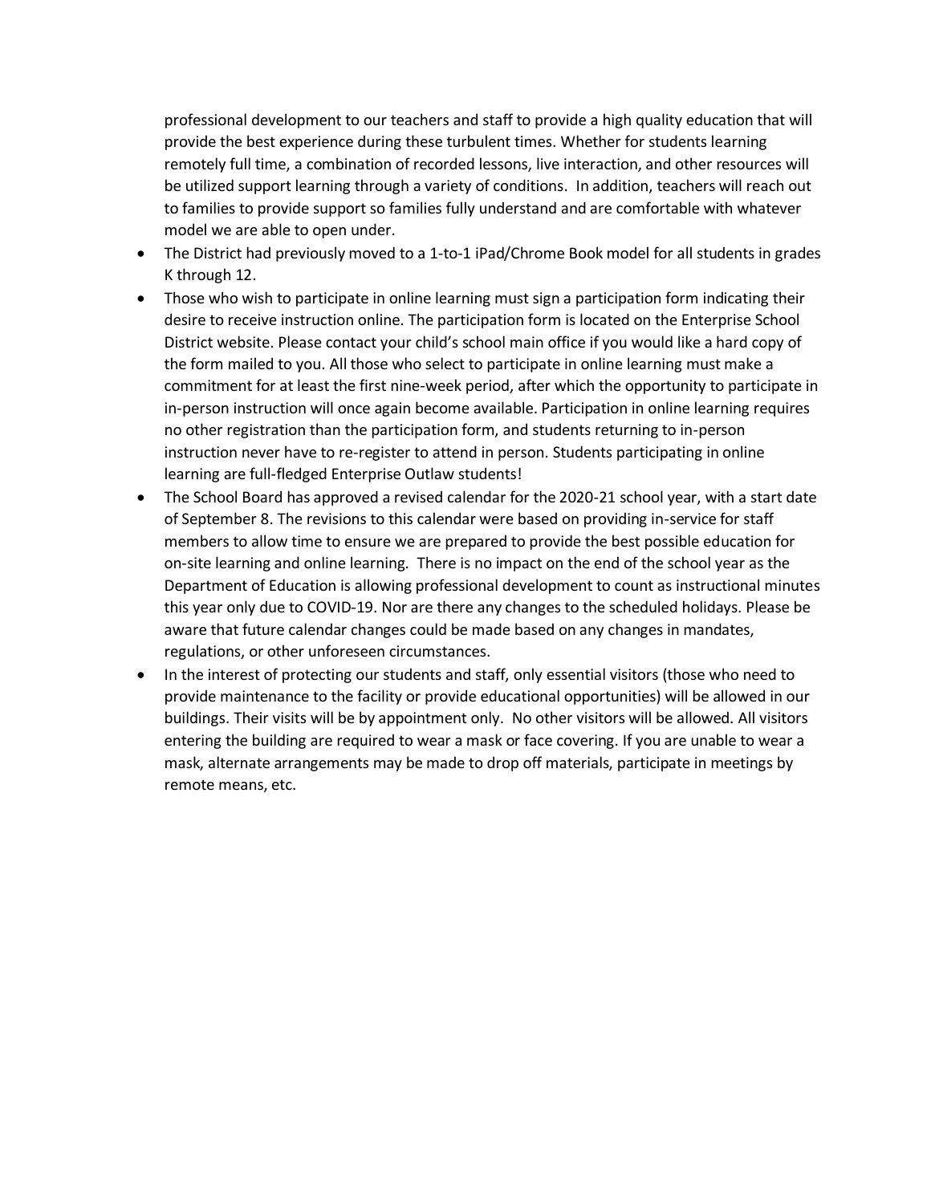professional development to our teachers and staff to provide a high quality education that will provide the best experience during these turbulent times. Whether for students learning remotely full time, a combination of recorded lessons, live interaction, and other resources will be utilized support learning through a variety of conditions. In addition, teachers will reach out to families to provide support so families fully understand and are comfortable with whatever model we are able to open under.

- The District had previously moved to a 1-to-1 iPad/Chrome Book model for all students in grades K through 12.
- Those who wish to participate in online learning must sign a participation form indicating their desire to receive instruction online. The participation form is located on the Enterprise School District website. Please contact your child's school main office if you would like a hard copy of the form mailed to you. All those who select to participate in online learning must make a commitment for at least the first nine-week period, after which the opportunity to participate in in-person instruction will once again become available. Participation in online learning requires no other registration than the participation form, and students returning to in-person instruction never have to re-register to attend in person. Students participating in online learning are full-fledged Enterprise Outlaw students!
- The School Board has approved a revised calendar for the 2020-21 school year, with a start date of September 8. The revisions to this calendar were based on providing in-service for staff members to allow time to ensure we are prepared to provide the best possible education for on-site learning and online learning. There is no impact on the end of the school year as the Department of Education is allowing professional development to count as instructional minutes this year only due to COVID-19. Nor are there any changes to the scheduled holidays. Please be aware that future calendar changes could be made based on any changes in mandates, regulations, or other unforeseen circumstances.
- In the interest of protecting our students and staff, only essential visitors (those who need to provide maintenance to the facility or provide educational opportunities) will be allowed in our buildings. Their visits will be by appointment only. No other visitors will be allowed. All visitors entering the building are required to wear a mask or face covering. If you are unable to wear a mask, alternate arrangements may be made to drop off materials, participate in meetings by remote means, etc.